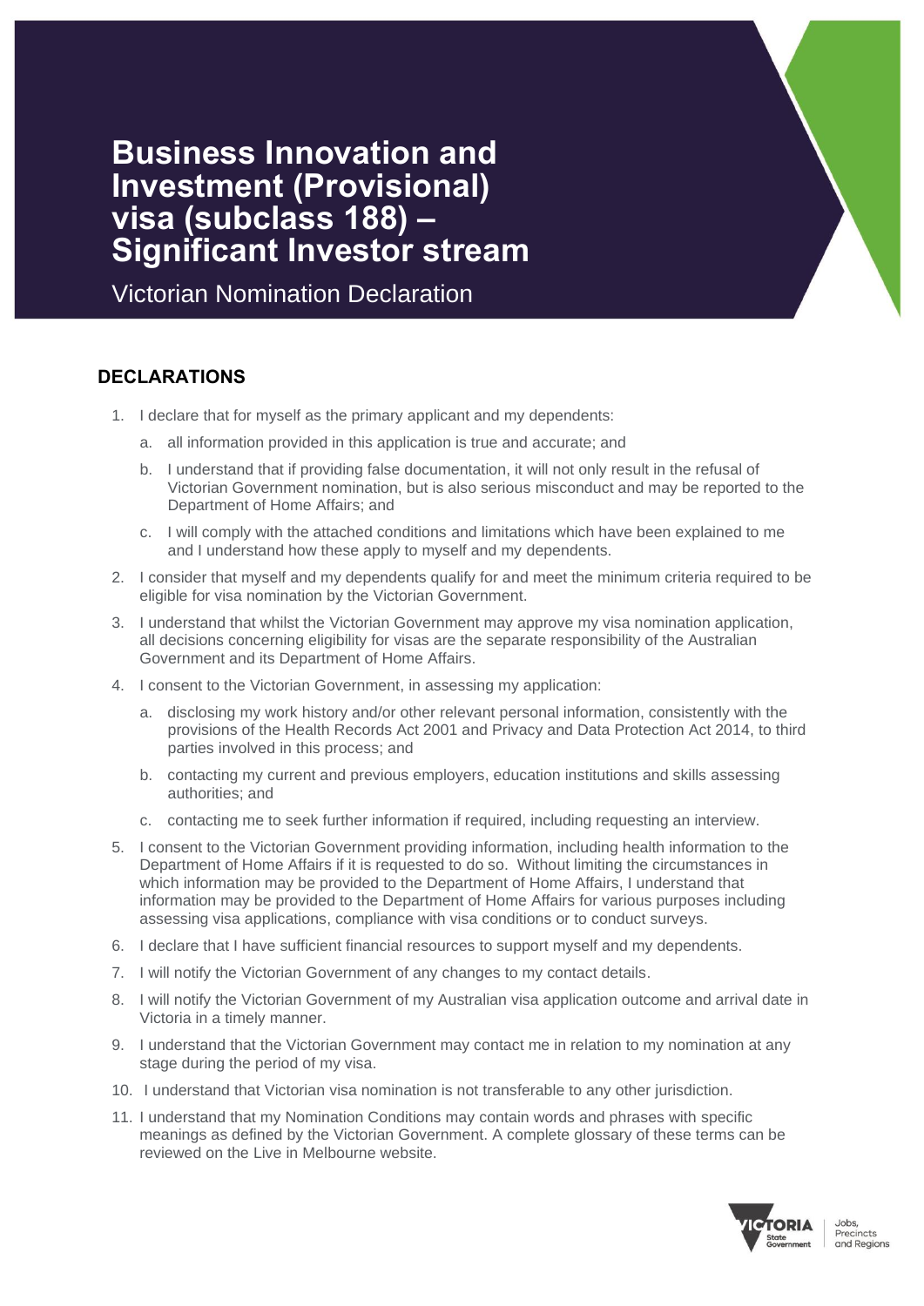# Business Innovation and Investment (Provisional) visa (subclass 188) – Significant Investor stream

Victorian Nomination Declaration

## DECLARATIONS

1. I declare that for myself as the primary applicant and my dependents:
   a. all information provided in this application is true and accurate; and
   b. I understand that if providing false documentation, it will not only result in the refusal of Victorian Government nomination, but is also serious misconduct and may be reported to the Department of Home Affairs; and
   c. I will comply with the attached conditions and limitations which have been explained to me and I understand how these apply to myself and my dependents.
2. I consider that myself and my dependents qualify for and meet the minimum criteria required to be eligible for visa nomination by the Victorian Government.
3. I understand that whilst the Victorian Government may approve my visa nomination application, all decisions concerning eligibility for visas are the separate responsibility of the Australian Government and its Department of Home Affairs.
4. I consent to the Victorian Government, in assessing my application:
   a. disclosing my work history and/or other relevant personal information, consistently with the provisions of the Health Records Act 2001 and Privacy and Data Protection Act 2014, to third parties involved in this process; and
   b. contacting my current and previous employers, education institutions and skills assessing authorities; and
   c. contacting me to seek further information if required, including requesting an interview.
5. I consent to the Victorian Government providing information, including health information to the Department of Home Affairs if it is requested to do so. Without limiting the circumstances in which information may be provided to the Department of Home Affairs, I understand that information may be provided to the Department of Home Affairs for various purposes including assessing visa applications, compliance with visa conditions or to conduct surveys.
6. I declare that I have sufficient financial resources to support myself and my dependents.
7. I will notify the Victorian Government of any changes to my contact details.
8. I will notify the Victorian Government of my Australian visa application outcome and arrival date in Victoria in a timely manner.
9. I understand that the Victorian Government may contact me in relation to my nomination at any stage during the period of my visa.
10. I understand that Victorian visa nomination is not transferable to any other jurisdiction.
11. I understand that my Nomination Conditions may contain words and phrases with specific meanings as defined by the Victorian Government. A complete glossary of these terms can be reviewed on the Live in Melbourne website.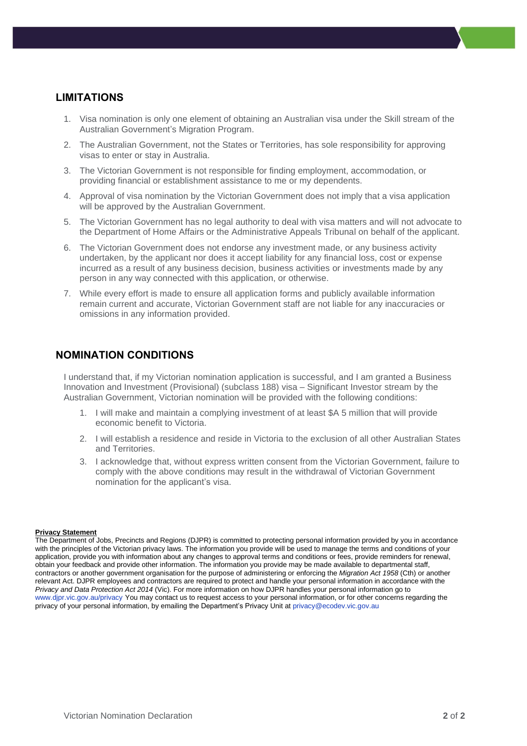## LIMITATIONS

1. Visa nomination is only one element of obtaining an Australian visa under the Skill stream of the Australian Government's Migration Program.
2. The Australian Government, not the States or Territories, has sole responsibility for approving visas to enter or stay in Australia.
3. The Victorian Government is not responsible for finding employment, accommodation, or providing financial or establishment assistance to me or my dependents.
4. Approval of visa nomination by the Victorian Government does not imply that a visa application will be approved by the Australian Government.
5. The Victorian Government has no legal authority to deal with visa matters and will not advocate to the Department of Home Affairs or the Administrative Appeals Tribunal on behalf of the applicant.
6. The Victorian Government does not endorse any investment made, or any business activity undertaken, by the applicant nor does it accept liability for any financial loss, cost or expense incurred as a result of any business decision, business activities or investments made by any person in any way connected with this application, or otherwise.
7. While every effort is made to ensure all application forms and publicly available information remain current and accurate, Victorian Government staff are not liable for any inaccuracies or omissions in any information provided.

## NOMINATION CONDITIONS

I understand that, if my Victorian nomination application is successful, and I am granted a Business Innovation and Investment (Provisional) (subclass 188) visa – Significant Investor stream by the Australian Government, Victorian nomination will be provided with the following conditions:

1. I will make and maintain a complying investment of at least $A 5 million that will provide economic benefit to Victoria.
2. I will establish a residence and reside in Victoria to the exclusion of all other Australian States and Territories.
3. I acknowledge that, without express written consent from the Victorian Government, failure to comply with the above conditions may result in the withdrawal of Victorian Government nomination for the applicant's visa.

**Privacy Statement**

The Department of Jobs, Precincts and Regions (DJPR) is committed to protecting personal information provided by you in accordance with the principles of the Victorian privacy laws. The information you provide will be used to manage the terms and conditions of your application, provide you with information about any changes to approval terms and conditions or fees, provide reminders for renewal, obtain your feedback and provide other information. The information you provide may be made available to departmental staff, contractors or another government organisation for the purpose of administering or enforcing the *Migration Act 1958* (Cth) or another relevant Act. DJPR employees and contractors are required to protect and handle your personal information in accordance with the *Privacy and Data Protection Act 2014* (Vic). For more information on how DJPR handles your personal information go to www.djpr.vic.gov.au/privacy You may contact us to request access to your personal information, or for other concerns regarding the privacy of your personal information, by emailing the Department's Privacy Unit at privacy@ecodev.vic.gov.au